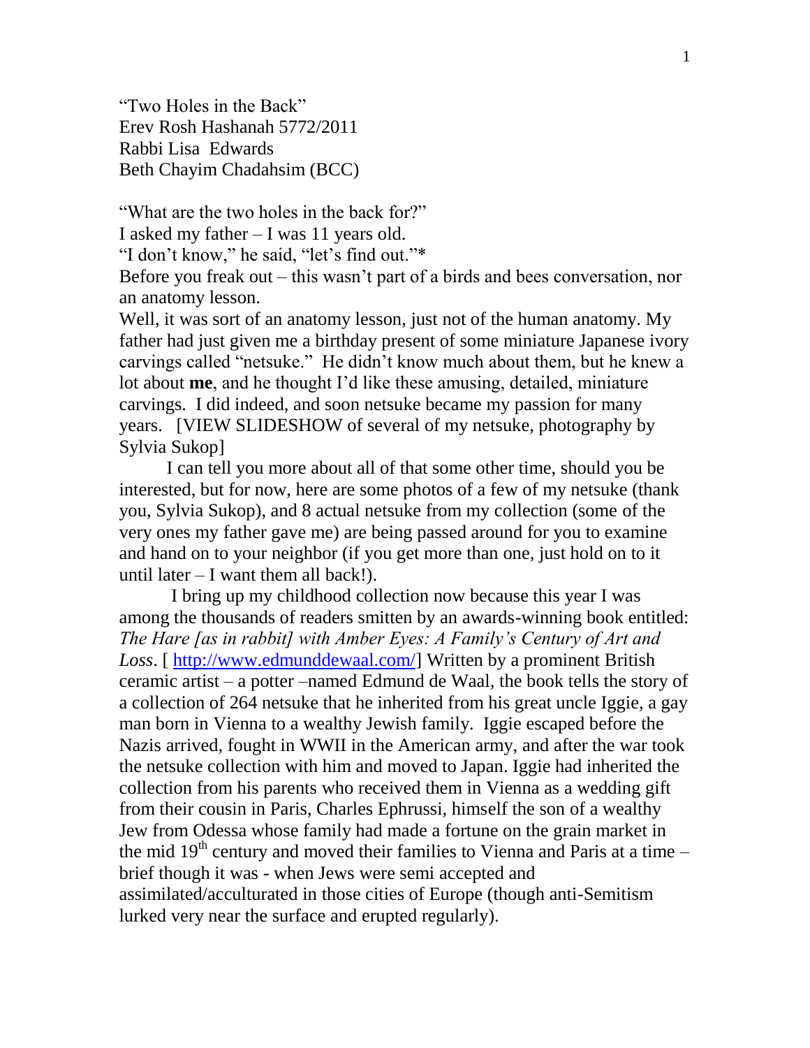"Two Holes in the Back"
Erev Rosh Hashanah 5772/2011
Rabbi Lisa Edwards
Beth Chayim Chadahsim (BCC)

"What are the two holes in the back for?"
I asked my father – I was 11 years old.
"I don't know," he said, "let's find out."*
Before you freak out – this wasn't part of a birds and bees conversation, nor an anatomy lesson.
Well, it was sort of an anatomy lesson, just not of the human anatomy. My father had just given me a birthday present of some miniature Japanese ivory carvings called "netsuke." He didn't know much about them, but he knew a lot about **me**, and he thought I'd like these amusing, detailed, miniature carvings. I did indeed, and soon netsuke became my passion for many years. [VIEW SLIDESHOW of several of my netsuke, photography by Sylvia Sukop]

I can tell you more about all of that some other time, should you be interested, but for now, here are some photos of a few of my netsuke (thank you, Sylvia Sukop), and 8 actual netsuke from my collection (some of the very ones my father gave me) are being passed around for you to examine and hand on to your neighbor (if you get more than one, just hold on to it until later – I want them all back!).

I bring up my childhood collection now because this year I was among the thousands of readers smitten by an awards-winning book entitled: *The Hare [as in rabbit] with Amber Eyes: A Family's Century of Art and Loss*. [ http://www.edmunddewaal.com/] Written by a prominent British ceramic artist – a potter –named Edmund de Waal, the book tells the story of a collection of 264 netsuke that he inherited from his great uncle Iggie, a gay man born in Vienna to a wealthy Jewish family. Iggie escaped before the Nazis arrived, fought in WWII in the American army, and after the war took the netsuke collection with him and moved to Japan. Iggie had inherited the collection from his parents who received them in Vienna as a wedding gift from their cousin in Paris, Charles Ephrussi, himself the son of a wealthy Jew from Odessa whose family had made a fortune on the grain market in the mid 19th century and moved their families to Vienna and Paris at a time – brief though it was - when Jews were semi accepted and assimilated/acculturated in those cities of Europe (though anti-Semitism lurked very near the surface and erupted regularly).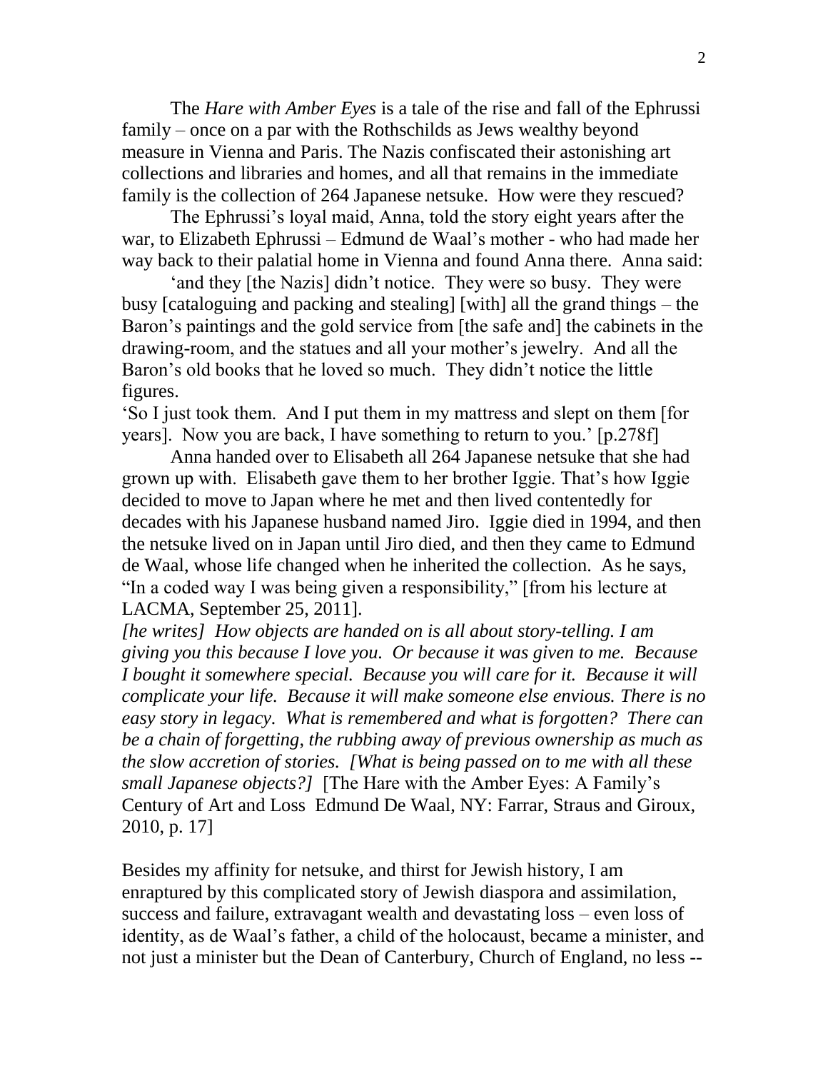The *Hare with Amber Eyes* is a tale of the rise and fall of the Ephrussi family – once on a par with the Rothschilds as Jews wealthy beyond measure in Vienna and Paris. The Nazis confiscated their astonishing art collections and libraries and homes, and all that remains in the immediate family is the collection of 264 Japanese netsuke. How were they rescued?

The Ephrussi's loyal maid, Anna, told the story eight years after the war, to Elizabeth Ephrussi – Edmund de Waal's mother - who had made her way back to their palatial home in Vienna and found Anna there. Anna said:

'and they [the Nazis] didn't notice. They were so busy. They were busy [cataloguing and packing and stealing] [with] all the grand things – the Baron's paintings and the gold service from [the safe and] the cabinets in the drawing-room, and the statues and all your mother's jewelry. And all the Baron's old books that he loved so much. They didn't notice the little figures.

'So I just took them. And I put them in my mattress and slept on them [for years]. Now you are back, I have something to return to you.' [p.278f]

Anna handed over to Elisabeth all 264 Japanese netsuke that she had grown up with. Elisabeth gave them to her brother Iggie. That's how Iggie decided to move to Japan where he met and then lived contentedly for decades with his Japanese husband named Jiro. Iggie died in 1994, and then the netsuke lived on in Japan until Jiro died, and then they came to Edmund de Waal, whose life changed when he inherited the collection. As he says, "In a coded way I was being given a responsibility," [from his lecture at LACMA, September 25, 2011].

*[he writes] How objects are handed on is all about story-telling. I am giving you this because I love you. Or because it was given to me. Because I bought it somewhere special. Because you will care for it. Because it will complicate your life. Because it will make someone else envious. There is no easy story in legacy. What is remembered and what is forgotten? There can be a chain of forgetting, the rubbing away of previous ownership as much as the slow accretion of stories. [What is being passed on to me with all these small Japanese objects?]* [The Hare with the Amber Eyes: A Family's Century of Art and Loss Edmund De Waal, NY: Farrar, Straus and Giroux, 2010, p. 17]

Besides my affinity for netsuke, and thirst for Jewish history, I am enraptured by this complicated story of Jewish diaspora and assimilation, success and failure, extravagant wealth and devastating loss – even loss of identity, as de Waal's father, a child of the holocaust, became a minister, and not just a minister but the Dean of Canterbury, Church of England, no less --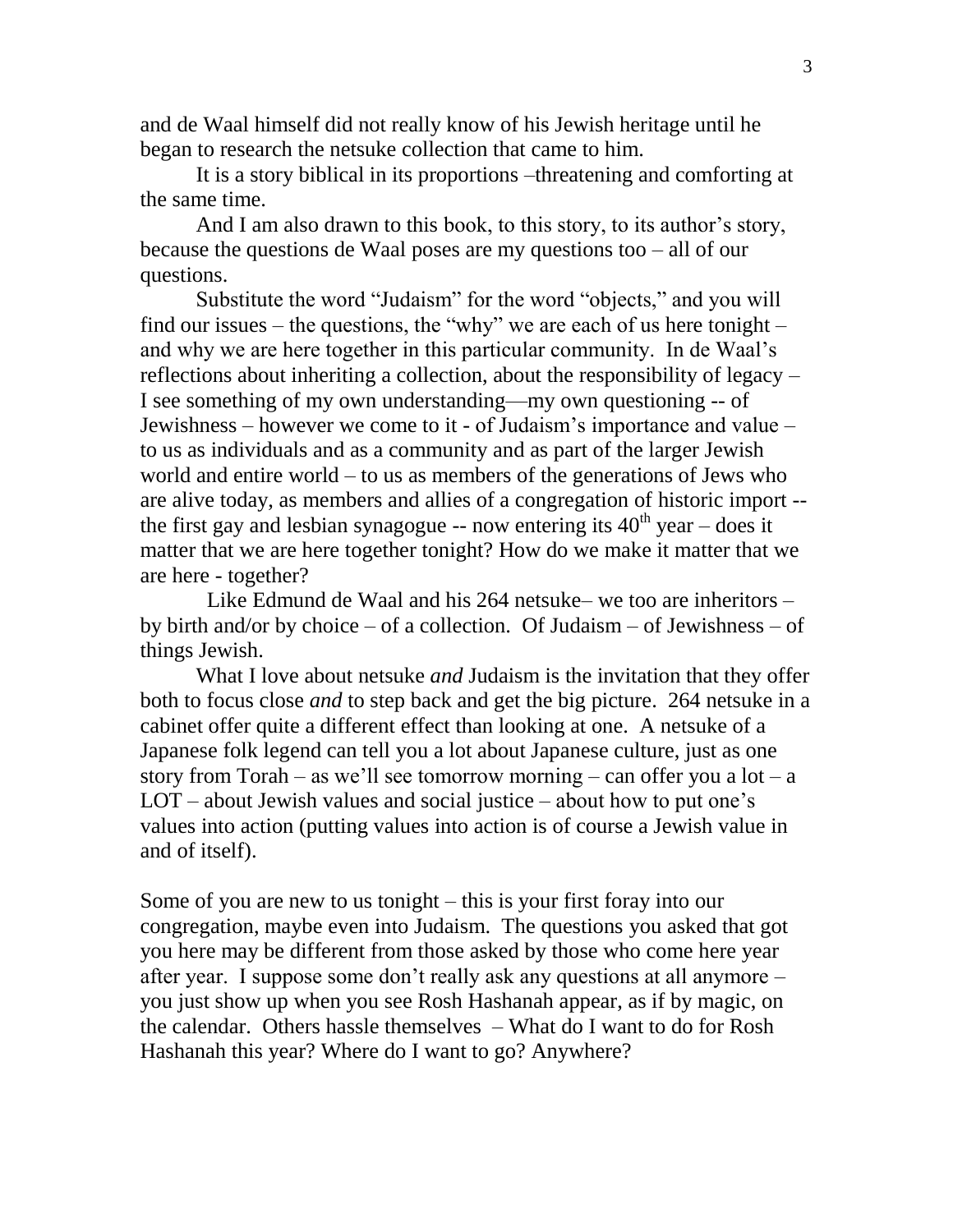and de Waal himself did not really know of his Jewish heritage until he began to research the netsuke collection that came to him.

It is a story biblical in its proportions –threatening and comforting at the same time.

And I am also drawn to this book, to this story, to its author's story, because the questions de Waal poses are my questions too – all of our questions.

Substitute the word "Judaism" for the word "objects," and you will find our issues – the questions, the "why" we are each of us here tonight – and why we are here together in this particular community. In de Waal's reflections about inheriting a collection, about the responsibility of legacy – I see something of my own understanding—my own questioning -- of Jewishness – however we come to it - of Judaism's importance and value – to us as individuals and as a community and as part of the larger Jewish world and entire world – to us as members of the generations of Jews who are alive today, as members and allies of a congregation of historic import -- the first gay and lesbian synagogue -- now entering its 40th year – does it matter that we are here together tonight? How do we make it matter that we are here - together?

Like Edmund de Waal and his 264 netsuke– we too are inheritors – by birth and/or by choice – of a collection. Of Judaism – of Jewishness – of things Jewish.

What I love about netsuke *and* Judaism is the invitation that they offer both to focus close *and* to step back and get the big picture. 264 netsuke in a cabinet offer quite a different effect than looking at one. A netsuke of a Japanese folk legend can tell you a lot about Japanese culture, just as one story from Torah – as we'll see tomorrow morning – can offer you a lot – a LOT – about Jewish values and social justice – about how to put one's values into action (putting values into action is of course a Jewish value in and of itself).

Some of you are new to us tonight – this is your first foray into our congregation, maybe even into Judaism. The questions you asked that got you here may be different from those asked by those who come here year after year. I suppose some don't really ask any questions at all anymore – you just show up when you see Rosh Hashanah appear, as if by magic, on the calendar. Others hassle themselves – What do I want to do for Rosh Hashanah this year? Where do I want to go? Anywhere?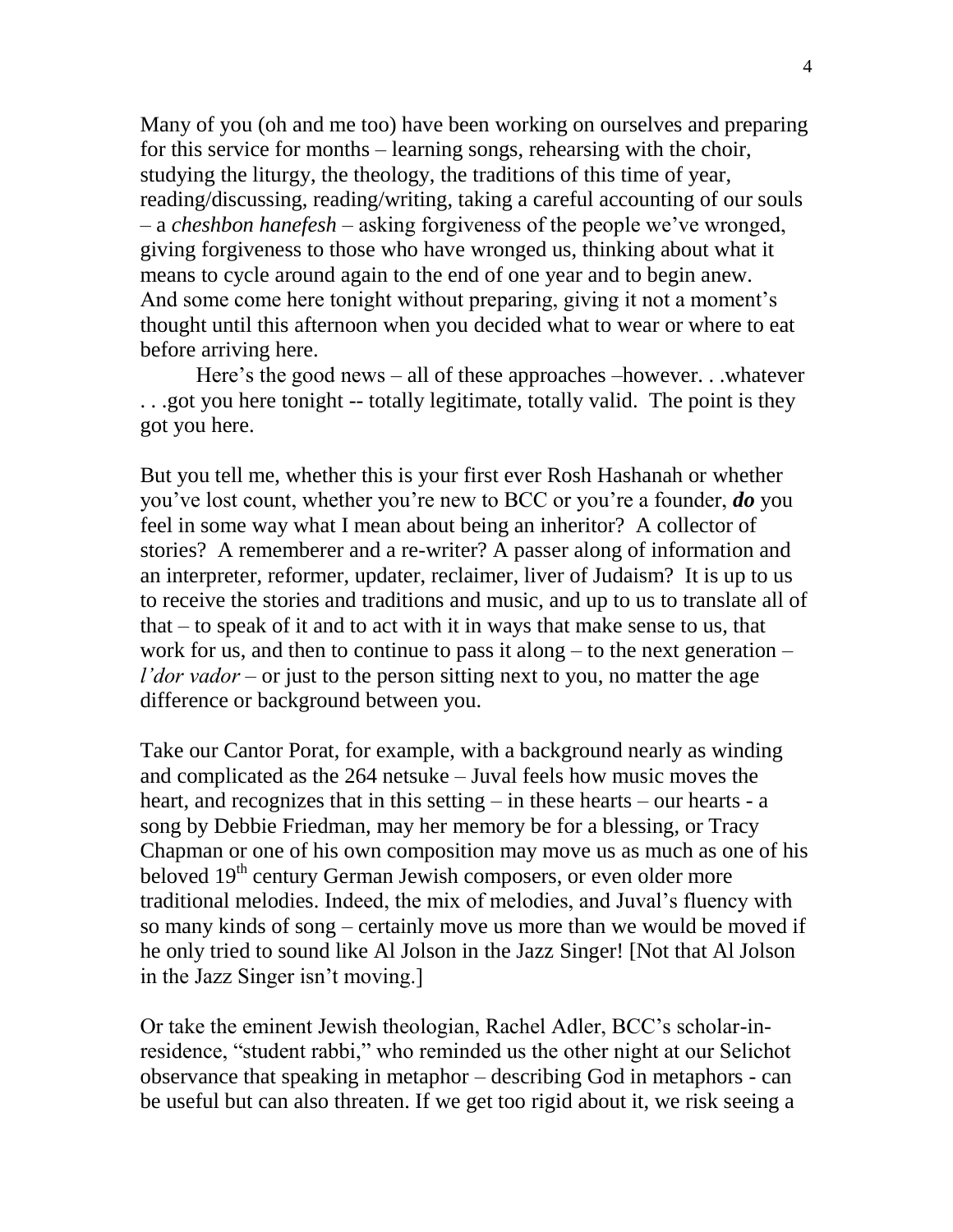Many of you (oh and me too) have been working on ourselves and preparing for this service for months – learning songs, rehearsing with the choir, studying the liturgy, the theology, the traditions of this time of year, reading/discussing, reading/writing, taking a careful accounting of our souls – a *cheshbon hanefesh* – asking forgiveness of the people we've wronged, giving forgiveness to those who have wronged us, thinking about what it means to cycle around again to the end of one year and to begin anew. And some come here tonight without preparing, giving it not a moment's thought until this afternoon when you decided what to wear or where to eat before arriving here.

Here's the good news – all of these approaches –however. . .whatever . . .got you here tonight -- totally legitimate, totally valid. The point is they got you here.

But you tell me, whether this is your first ever Rosh Hashanah or whether you've lost count, whether you're new to BCC or you're a founder, ***do*** you feel in some way what I mean about being an inheritor? A collector of stories? A rememberer and a re-writer? A passer along of information and an interpreter, reformer, updater, reclaimer, liver of Judaism? It is up to us to receive the stories and traditions and music, and up to us to translate all of that – to speak of it and to act with it in ways that make sense to us, that work for us, and then to continue to pass it along – to the next generation – *l'dor vador* – or just to the person sitting next to you, no matter the age difference or background between you.

Take our Cantor Porat, for example, with a background nearly as winding and complicated as the 264 netsuke – Juval feels how music moves the heart, and recognizes that in this setting – in these hearts – our hearts - a song by Debbie Friedman, may her memory be for a blessing, or Tracy Chapman or one of his own composition may move us as much as one of his beloved 19th century German Jewish composers, or even older more traditional melodies. Indeed, the mix of melodies, and Juval's fluency with so many kinds of song – certainly move us more than we would be moved if he only tried to sound like Al Jolson in the Jazz Singer! [Not that Al Jolson in the Jazz Singer isn't moving.]

Or take the eminent Jewish theologian, Rachel Adler, BCC's scholar-in-residence, "student rabbi," who reminded us the other night at our Selichot observance that speaking in metaphor – describing God in metaphors - can be useful but can also threaten. If we get too rigid about it, we risk seeing a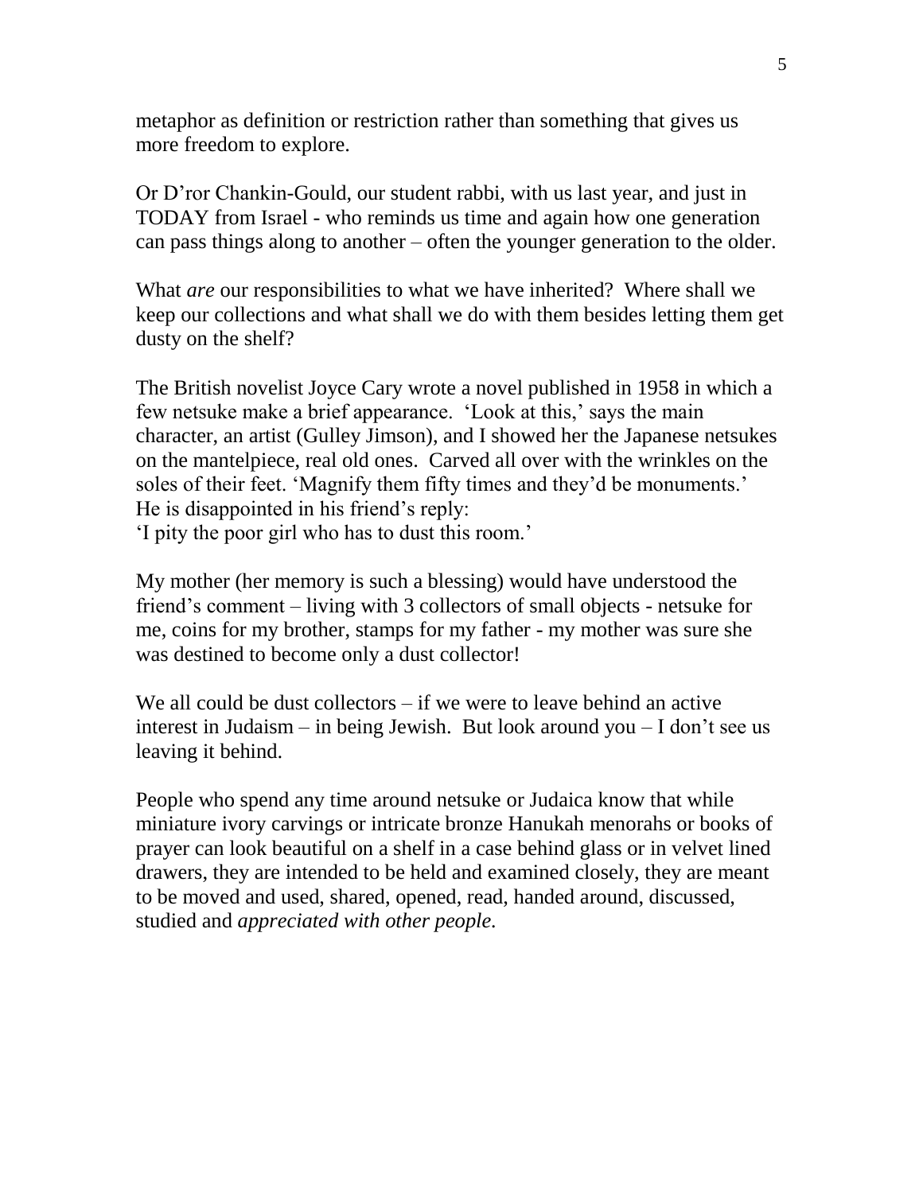metaphor as definition or restriction rather than something that gives us more freedom to explore.

Or D'ror Chankin-Gould, our student rabbi, with us last year, and just in TODAY from Israel - who reminds us time and again how one generation can pass things along to another – often the younger generation to the older.

What *are* our responsibilities to what we have inherited? Where shall we keep our collections and what shall we do with them besides letting them get dusty on the shelf?

The British novelist Joyce Cary wrote a novel published in 1958 in which a few netsuke make a brief appearance. 'Look at this,' says the main character, an artist (Gulley Jimson), and I showed her the Japanese netsukes on the mantelpiece, real old ones. Carved all over with the wrinkles on the soles of their feet. 'Magnify them fifty times and they'd be monuments.' He is disappointed in his friend's reply:
'I pity the poor girl who has to dust this room.'

My mother (her memory is such a blessing) would have understood the friend's comment – living with 3 collectors of small objects - netsuke for me, coins for my brother, stamps for my father - my mother was sure she was destined to become only a dust collector!

We all could be dust collectors – if we were to leave behind an active interest in Judaism – in being Jewish. But look around you – I don't see us leaving it behind.

People who spend any time around netsuke or Judaica know that while miniature ivory carvings or intricate bronze Hanukah menorahs or books of prayer can look beautiful on a shelf in a case behind glass or in velvet lined drawers, they are intended to be held and examined closely, they are meant to be moved and used, shared, opened, read, handed around, discussed, studied and *appreciated with other people*.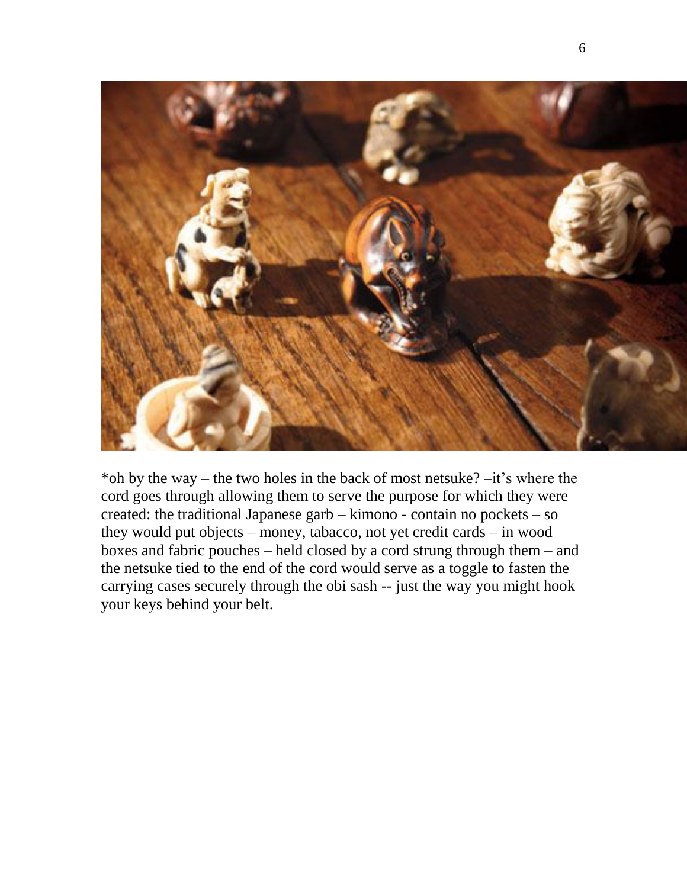*oh by the way – the two holes in the back of most netsuke? –it's where the cord goes through allowing them to serve the purpose for which they were created: the traditional Japanese garb – kimono - contain no pockets – so they would put objects – money, tabacco, not yet credit cards – in wood boxes and fabric pouches – held closed by a cord strung through them – and the netsuke tied to the end of the cord would serve as a toggle to fasten the carrying cases securely through the obi sash -- just the way you might hook your keys behind your belt.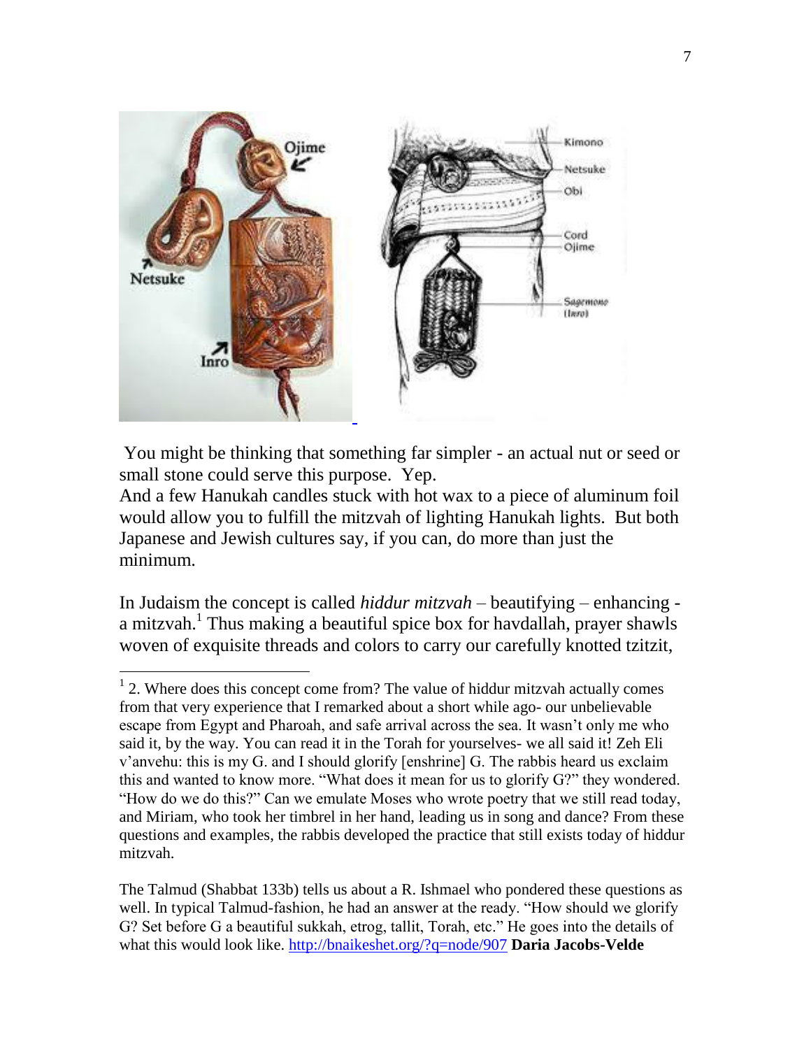You might be thinking that something far simpler - an actual nut or seed or small stone could serve this purpose. Yep.
And a few Hanukah candles stuck with hot wax to a piece of aluminum foil would allow you to fulfill the mitzvah of lighting Hanukah lights. But both Japanese and Jewish cultures say, if you can, do more than just the minimum.

In Judaism the concept is called *hiddur mitzvah* – beautifying – enhancing - a mitzvah.[1] Thus making a beautiful spice box for havdallah, prayer shawls woven of exquisite threads and colors to carry our carefully knotted tzitzit,

---

[1] 2. Where does this concept come from? The value of hiddur mitzvah actually comes from that very experience that I remarked about a short while ago- our unbelievable escape from Egypt and Pharoah, and safe arrival across the sea. It wasn't only me who said it, by the way. You can read it in the Torah for yourselves- we all said it! Zeh Eli v'anvehu: this is my G. and I should glorify [enshrine] G. The rabbis heard us exclaim this and wanted to know more. "What does it mean for us to glorify G?" they wondered. "How do we do this?" Can we emulate Moses who wrote poetry that we still read today, and Miriam, who took her timbrel in her hand, leading us in song and dance? From these questions and examples, the rabbis developed the practice that still exists today of hiddur mitzvah.

The Talmud (Shabbat 133b) tells us about a R. Ishmael who pondered these questions as well. In typical Talmud-fashion, he had an answer at the ready. "How should we glorify G? Set before G a beautiful sukkah, etrog, tallit, Torah, etc." He goes into the details of what this would look like. http://bnaikeshet.org/?q=node/907 **Daria Jacobs-Velde**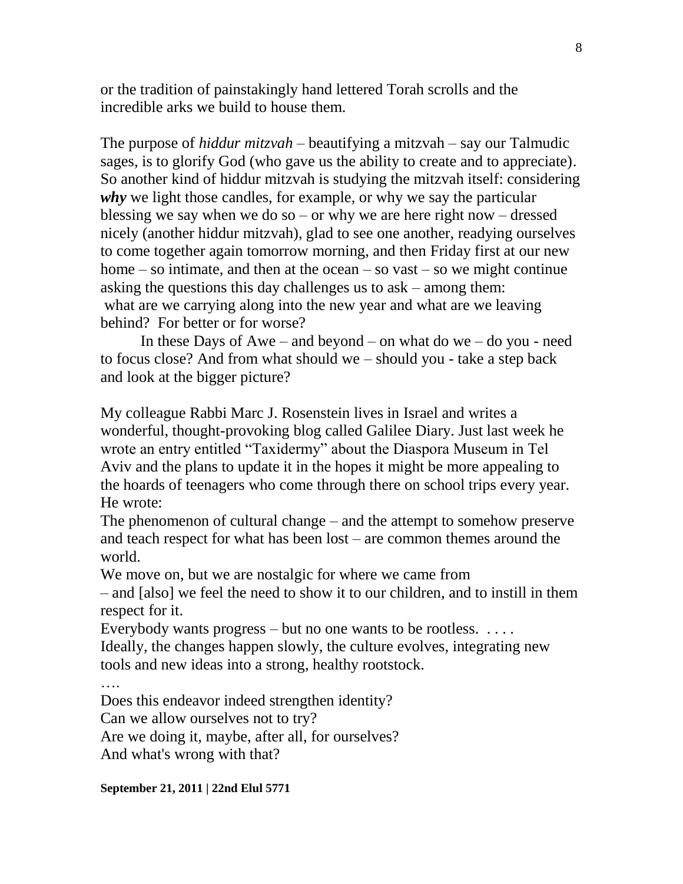or the tradition of painstakingly hand lettered Torah scrolls and the incredible arks we build to house them.

The purpose of *hiddur mitzvah* – beautifying a mitzvah – say our Talmudic sages, is to glorify God (who gave us the ability to create and to appreciate). So another kind of hiddur mitzvah is studying the mitzvah itself: considering ***why*** we light those candles, for example, or why we say the particular blessing we say when we do so – or why we are here right now – dressed nicely (another hiddur mitzvah), glad to see one another, readying ourselves to come together again tomorrow morning, and then Friday first at our new home – so intimate, and then at the ocean – so vast – so we might continue asking the questions this day challenges us to ask – among them: what are we carrying along into the new year and what are we leaving behind? For better or for worse?

In these Days of Awe – and beyond – on what do we – do you - need to focus close? And from what should we – should you - take a step back and look at the bigger picture?

My colleague Rabbi Marc J. Rosenstein lives in Israel and writes a wonderful, thought-provoking blog called Galilee Diary. Just last week he wrote an entry entitled "Taxidermy" about the Diaspora Museum in Tel Aviv and the plans to update it in the hopes it might be more appealing to the hoards of teenagers who come through there on school trips every year. He wrote:

The phenomenon of cultural change – and the attempt to somehow preserve and teach respect for what has been lost – are common themes around the world.
We move on, but we are nostalgic for where we came from
– and [also] we feel the need to show it to our children, and to instill in them respect for it.
Everybody wants progress – but no one wants to be rootless. . . . .
Ideally, the changes happen slowly, the culture evolves, integrating new tools and new ideas into a strong, healthy rootstock.
….
Does this endeavor indeed strengthen identity?
Can we allow ourselves not to try?
Are we doing it, maybe, after all, for ourselves?
And what's wrong with that?

**September 21, 2011 | 22nd Elul 5771**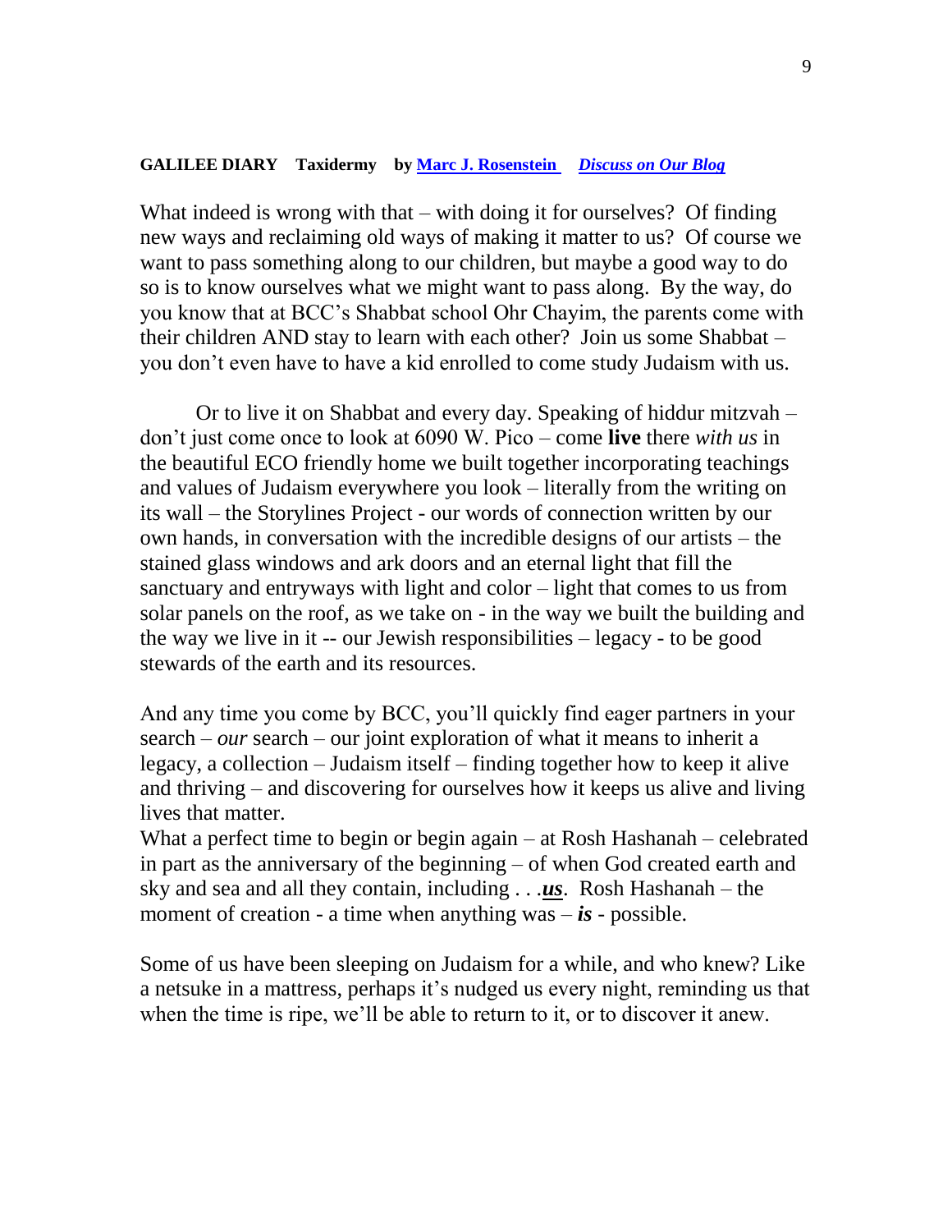**GALILEE DIARY    Taxidermy    by Marc J. Rosenstein    *Discuss on Our Blog***

What indeed is wrong with that – with doing it for ourselves? Of finding new ways and reclaiming old ways of making it matter to us? Of course we want to pass something along to our children, but maybe a good way to do so is to know ourselves what we might want to pass along. By the way, do you know that at BCC's Shabbat school Ohr Chayim, the parents come with their children AND stay to learn with each other? Join us some Shabbat – you don't even have to have a kid enrolled to come study Judaism with us.

Or to live it on Shabbat and every day. Speaking of hiddur mitzvah – don't just come once to look at 6090 W. Pico – come **live** there *with us* in the beautiful ECO friendly home we built together incorporating teachings and values of Judaism everywhere you look – literally from the writing on its wall – the Storylines Project - our words of connection written by our own hands, in conversation with the incredible designs of our artists – the stained glass windows and ark doors and an eternal light that fill the sanctuary and entryways with light and color – light that comes to us from solar panels on the roof, as we take on - in the way we built the building and the way we live in it -- our Jewish responsibilities – legacy - to be good stewards of the earth and its resources.

And any time you come by BCC, you'll quickly find eager partners in your search – *our* search – our joint exploration of what it means to inherit a legacy, a collection – Judaism itself – finding together how to keep it alive and thriving – and discovering for ourselves how it keeps us alive and living lives that matter.

What a perfect time to begin or begin again – at Rosh Hashanah – celebrated in part as the anniversary of the beginning – of when God created earth and sky and sea and all they contain, including . . .***us***. Rosh Hashanah – the moment of creation - a time when anything was – ***is*** - possible.

Some of us have been sleeping on Judaism for a while, and who knew? Like a netsuke in a mattress, perhaps it's nudged us every night, reminding us that when the time is ripe, we'll be able to return to it, or to discover it anew.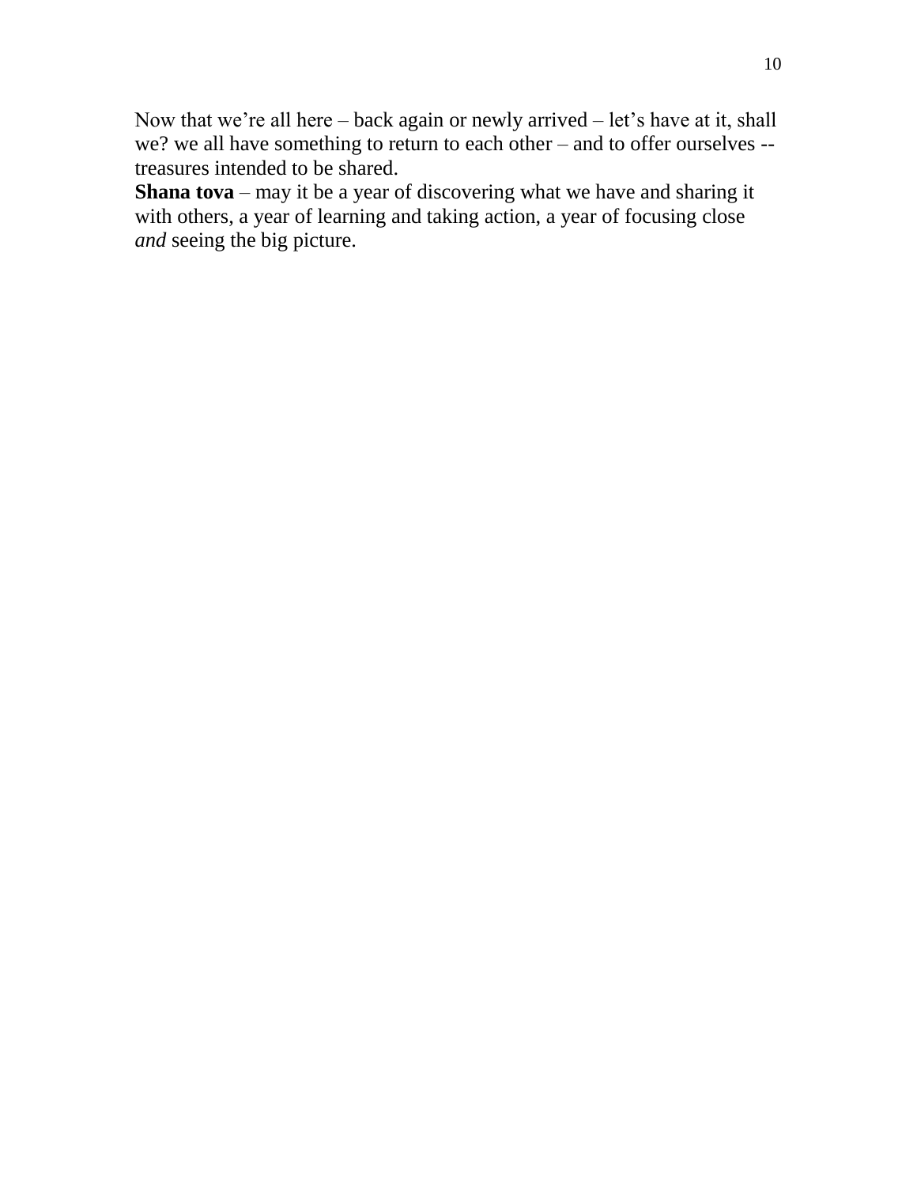Now that we're all here – back again or newly arrived – let's have at it, shall we? we all have something to return to each other – and to offer ourselves -- treasures intended to be shared.

**Shana tova** – may it be a year of discovering what we have and sharing it with others, a year of learning and taking action, a year of focusing close *and* seeing the big picture.